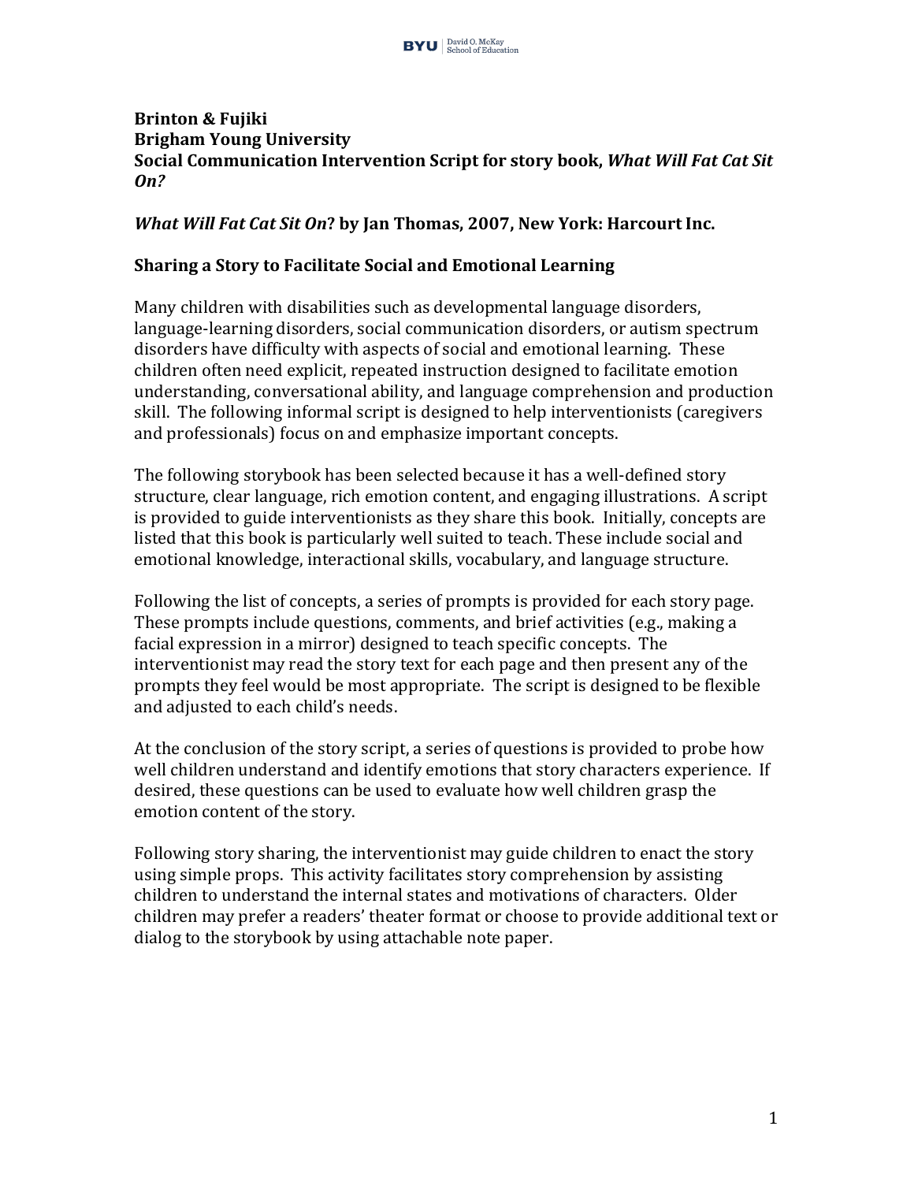**Brinton & Fujiki**
**Brigham Young University**
**Social Communication Intervention Script for story book, *What Will Fat Cat Sit On?***

***What Will Fat Cat Sit On*? by Jan Thomas, 2007, New York: Harcourt Inc.**

## Sharing a Story to Facilitate Social and Emotional Learning

Many children with disabilities such as developmental language disorders, language-learning disorders, social communication disorders, or autism spectrum disorders have difficulty with aspects of social and emotional learning. These children often need explicit, repeated instruction designed to facilitate emotion understanding, conversational ability, and language comprehension and production skill. The following informal script is designed to help interventionists (caregivers and professionals) focus on and emphasize important concepts.

The following storybook has been selected because it has a well-defined story structure, clear language, rich emotion content, and engaging illustrations. A script is provided to guide interventionists as they share this book. Initially, concepts are listed that this book is particularly well suited to teach. These include social and emotional knowledge, interactional skills, vocabulary, and language structure.

Following the list of concepts, a series of prompts is provided for each story page. These prompts include questions, comments, and brief activities (e.g., making a facial expression in a mirror) designed to teach specific concepts. The interventionist may read the story text for each page and then present any of the prompts they feel would be most appropriate. The script is designed to be flexible and adjusted to each child's needs.

At the conclusion of the story script, a series of questions is provided to probe how well children understand and identify emotions that story characters experience. If desired, these questions can be used to evaluate how well children grasp the emotion content of the story.

Following story sharing, the interventionist may guide children to enact the story using simple props. This activity facilitates story comprehension by assisting children to understand the internal states and motivations of characters. Older children may prefer a readers' theater format or choose to provide additional text or dialog to the storybook by using attachable note paper.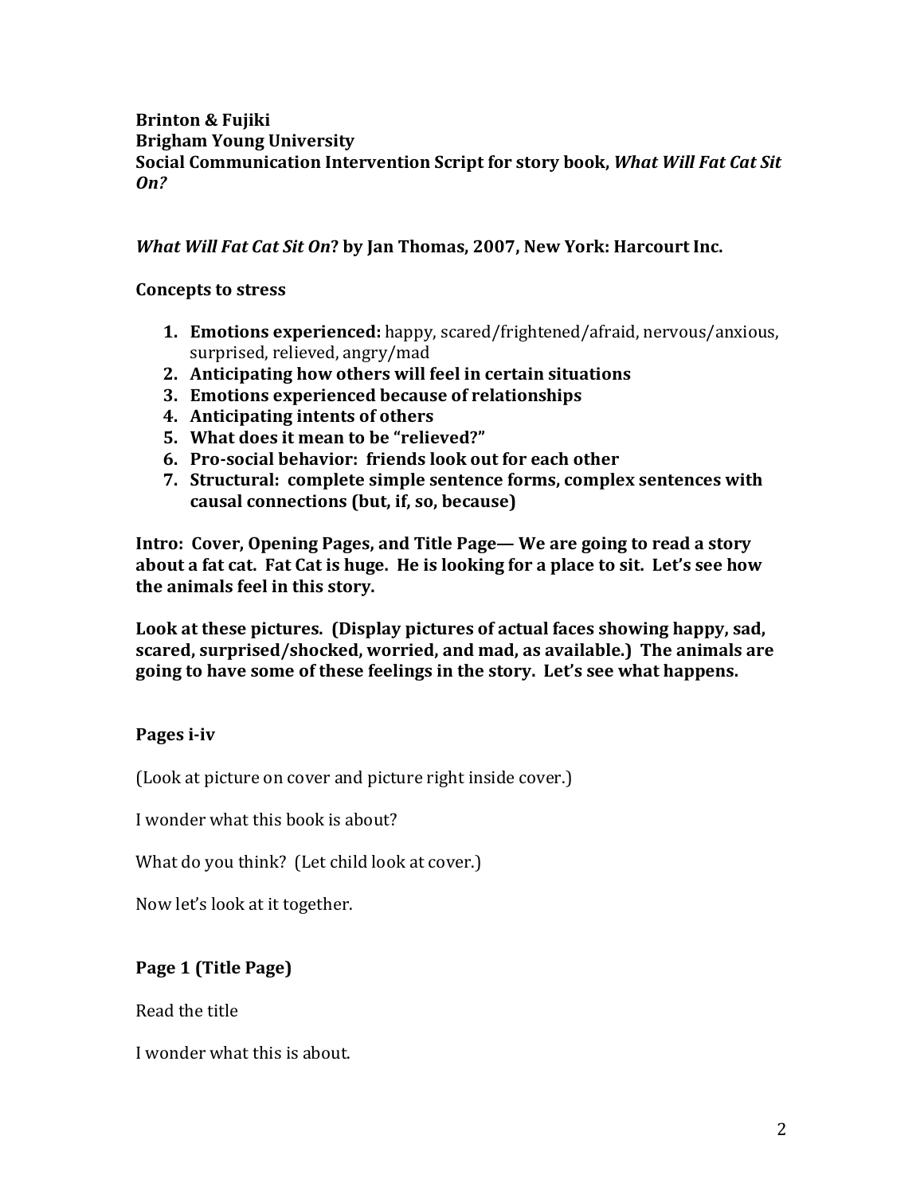**Brinton & Fujiki**
**Brigham Young University**
**Social Communication Intervention Script for story book, *What Will Fat Cat Sit On?***

***What Will Fat Cat Sit On*? by Jan Thomas, 2007, New York: Harcourt Inc.**

**Concepts to stress**

1. **Emotions experienced:** happy, scared/frightened/afraid, nervous/anxious, surprised, relieved, angry/mad
2. **Anticipating how others will feel in certain situations**
3. **Emotions experienced because of relationships**
4. **Anticipating intents of others**
5. **What does it mean to be "relieved?"**
6. **Pro-social behavior: friends look out for each other**
7. **Structural: complete simple sentence forms, complex sentences with causal connections (but, if, so, because)**

**Intro: Cover, Opening Pages, and Title Page— We are going to read a story about a fat cat. Fat Cat is huge. He is looking for a place to sit. Let's see how the animals feel in this story.**

**Look at these pictures. (Display pictures of actual faces showing happy, sad, scared, surprised/shocked, worried, and mad, as available.) The animals are going to have some of these feelings in the story. Let's see what happens.**

**Pages i-iv**

(Look at picture on cover and picture right inside cover.)

I wonder what this book is about?

What do you think? (Let child look at cover.)

Now let's look at it together.

**Page 1 (Title Page)**

Read the title

I wonder what this is about.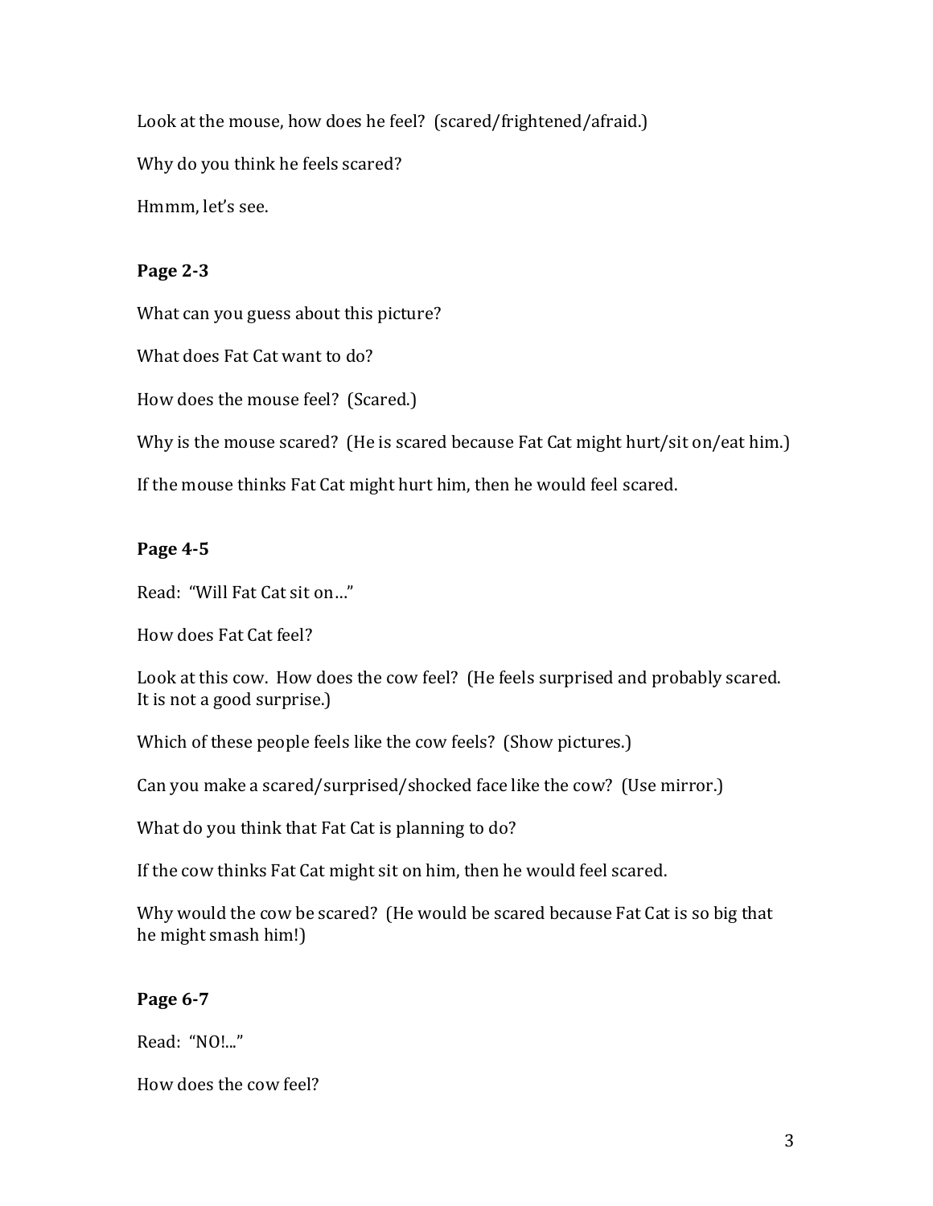Look at the mouse, how does he feel? (scared/frightened/afraid.)

Why do you think he feels scared?

Hmmm, let's see.

**Page 2-3**

What can you guess about this picture?

What does Fat Cat want to do?

How does the mouse feel? (Scared.)

Why is the mouse scared? (He is scared because Fat Cat might hurt/sit on/eat him.)

If the mouse thinks Fat Cat might hurt him, then he would feel scared.

**Page 4-5**

Read: "Will Fat Cat sit on…"

How does Fat Cat feel?

Look at this cow. How does the cow feel? (He feels surprised and probably scared. It is not a good surprise.)

Which of these people feels like the cow feels? (Show pictures.)

Can you make a scared/surprised/shocked face like the cow? (Use mirror.)

What do you think that Fat Cat is planning to do?

If the cow thinks Fat Cat might sit on him, then he would feel scared.

Why would the cow be scared? (He would be scared because Fat Cat is so big that he might smash him!)

**Page 6-7**

Read: "NO!..."

How does the cow feel?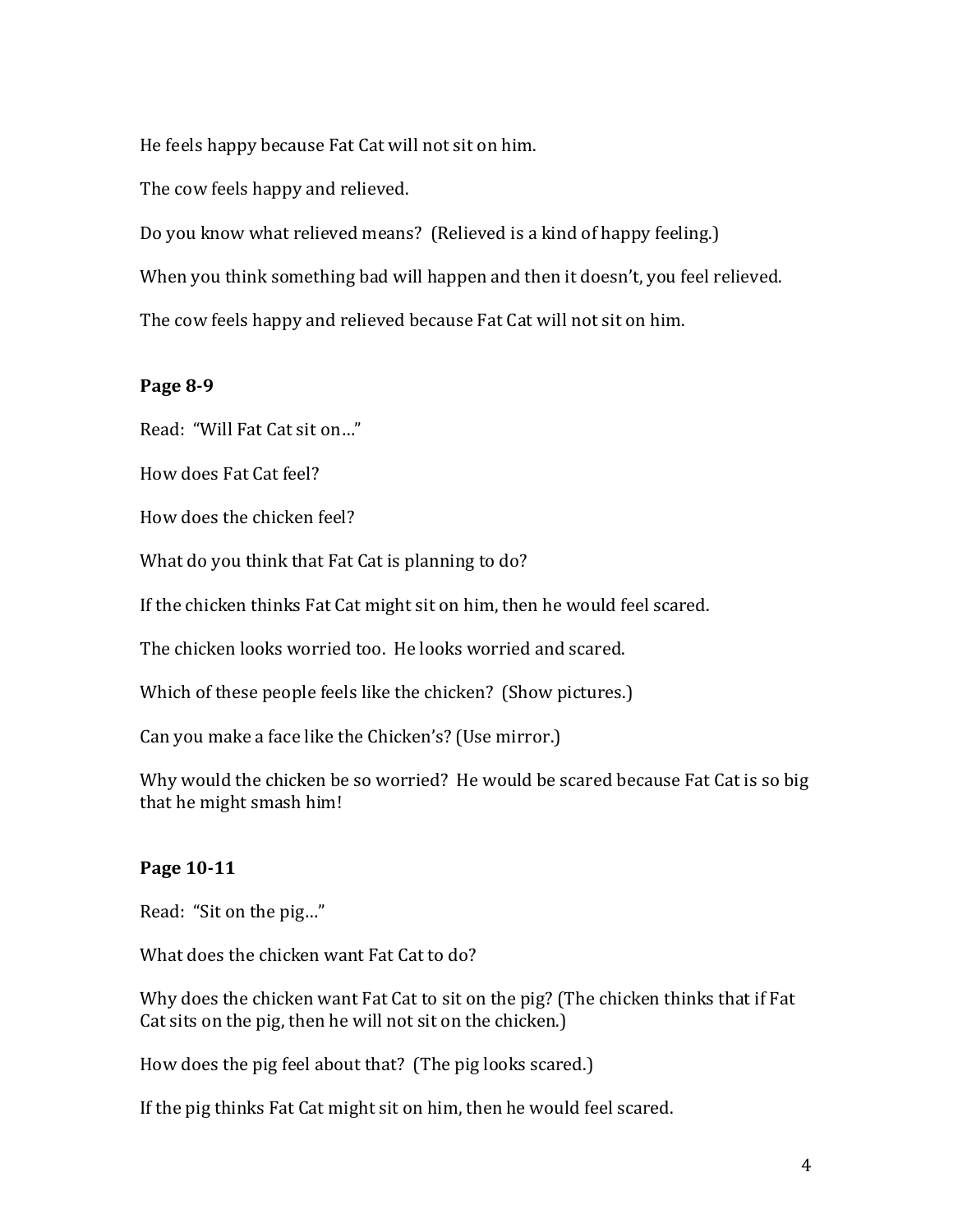He feels happy because Fat Cat will not sit on him.

The cow feels happy and relieved.

Do you know what relieved means? (Relieved is a kind of happy feeling.)

When you think something bad will happen and then it doesn't, you feel relieved.

The cow feels happy and relieved because Fat Cat will not sit on him.

**Page 8-9**

Read: "Will Fat Cat sit on…"

How does Fat Cat feel?

How does the chicken feel?

What do you think that Fat Cat is planning to do?

If the chicken thinks Fat Cat might sit on him, then he would feel scared.

The chicken looks worried too. He looks worried and scared.

Which of these people feels like the chicken? (Show pictures.)

Can you make a face like the Chicken's? (Use mirror.)

Why would the chicken be so worried? He would be scared because Fat Cat is so big that he might smash him!

**Page 10-11**

Read: "Sit on the pig…"

What does the chicken want Fat Cat to do?

Why does the chicken want Fat Cat to sit on the pig? (The chicken thinks that if Fat Cat sits on the pig, then he will not sit on the chicken.)

How does the pig feel about that? (The pig looks scared.)

If the pig thinks Fat Cat might sit on him, then he would feel scared.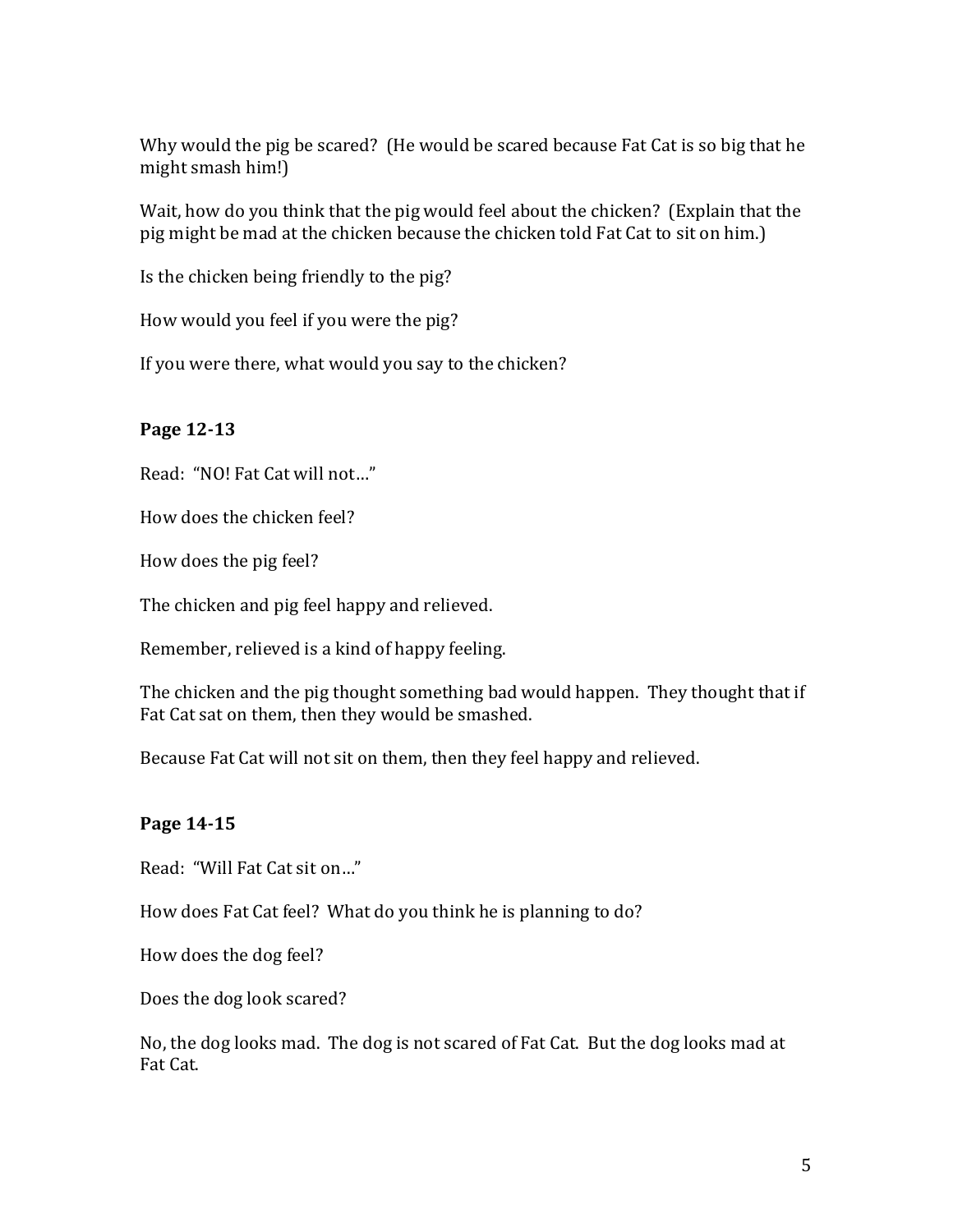Why would the pig be scared? (He would be scared because Fat Cat is so big that he might smash him!)

Wait, how do you think that the pig would feel about the chicken? (Explain that the pig might be mad at the chicken because the chicken told Fat Cat to sit on him.)

Is the chicken being friendly to the pig?

How would you feel if you were the pig?

If you were there, what would you say to the chicken?

**Page 12-13**

Read: "NO! Fat Cat will not…"

How does the chicken feel?

How does the pig feel?

The chicken and pig feel happy and relieved.

Remember, relieved is a kind of happy feeling.

The chicken and the pig thought something bad would happen. They thought that if Fat Cat sat on them, then they would be smashed.

Because Fat Cat will not sit on them, then they feel happy and relieved.

**Page 14-15**

Read: "Will Fat Cat sit on…"

How does Fat Cat feel? What do you think he is planning to do?

How does the dog feel?

Does the dog look scared?

No, the dog looks mad. The dog is not scared of Fat Cat. But the dog looks mad at Fat Cat.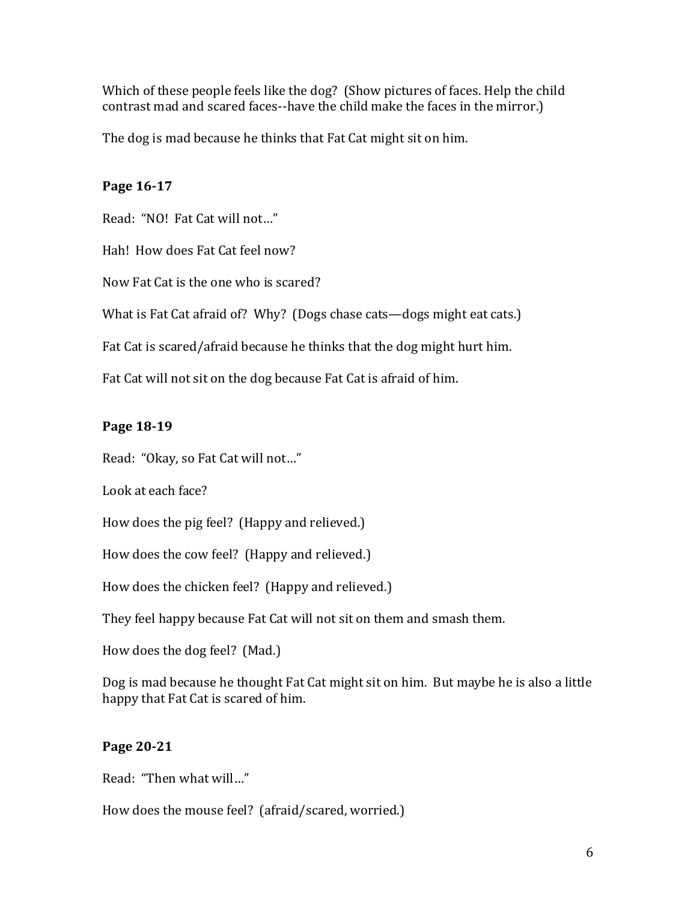Which of these people feels like the dog? (Show pictures of faces. Help the child contrast mad and scared faces--have the child make the faces in the mirror.)

The dog is mad because he thinks that Fat Cat might sit on him.

**Page 16-17**

Read: "NO! Fat Cat will not…"

Hah! How does Fat Cat feel now?

Now Fat Cat is the one who is scared?

What is Fat Cat afraid of? Why? (Dogs chase cats—dogs might eat cats.)

Fat Cat is scared/afraid because he thinks that the dog might hurt him.

Fat Cat will not sit on the dog because Fat Cat is afraid of him.

**Page 18-19**

Read: "Okay, so Fat Cat will not…"

Look at each face?

How does the pig feel? (Happy and relieved.)

How does the cow feel? (Happy and relieved.)

How does the chicken feel? (Happy and relieved.)

They feel happy because Fat Cat will not sit on them and smash them.

How does the dog feel? (Mad.)

Dog is mad because he thought Fat Cat might sit on him. But maybe he is also a little happy that Fat Cat is scared of him.

**Page 20-21**

Read: "Then what will…"

How does the mouse feel? (afraid/scared, worried.)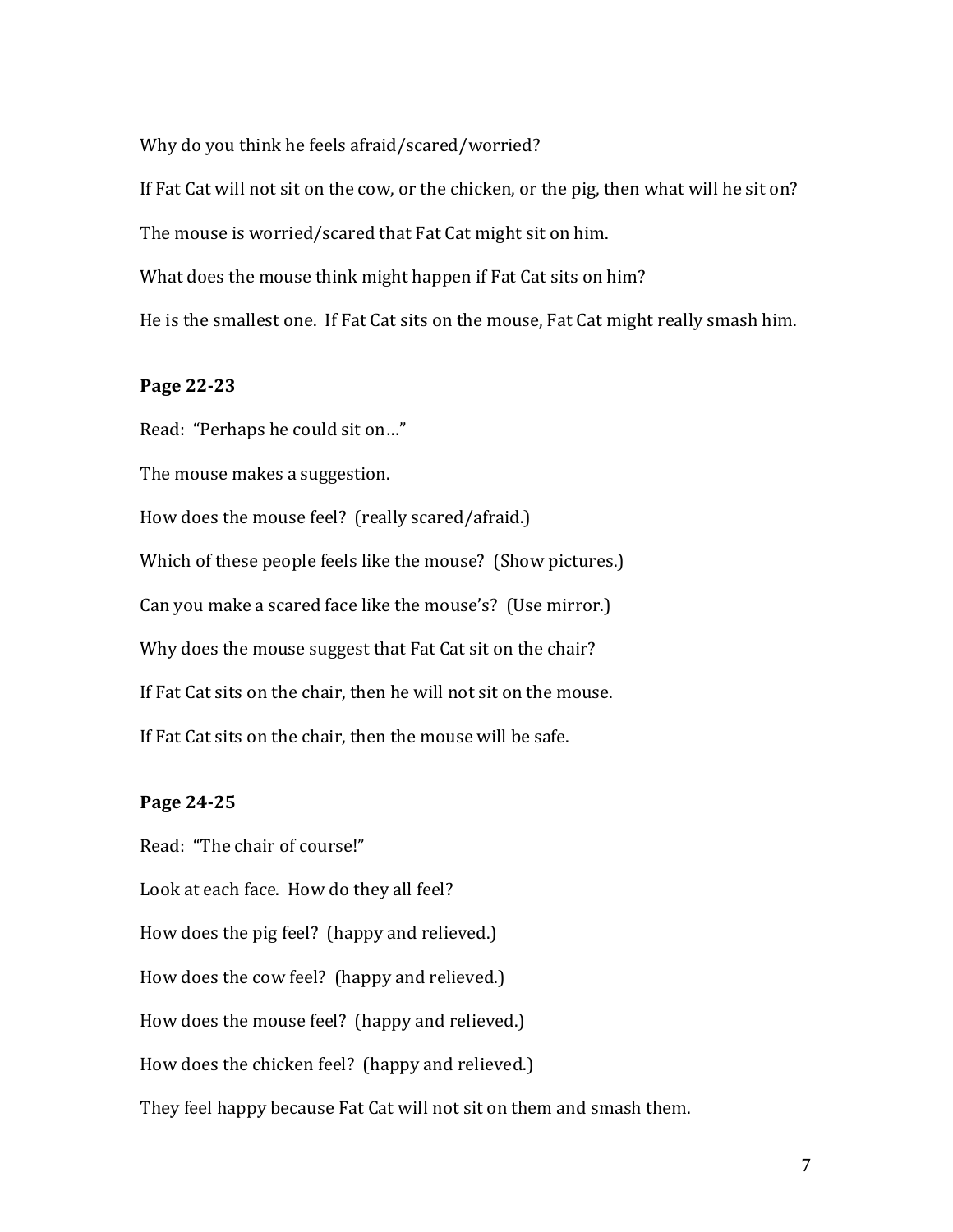Why do you think he feels afraid/scared/worried?

If Fat Cat will not sit on the cow, or the chicken, or the pig, then what will he sit on?

The mouse is worried/scared that Fat Cat might sit on him.

What does the mouse think might happen if Fat Cat sits on him?

He is the smallest one. If Fat Cat sits on the mouse, Fat Cat might really smash him.

**Page 22-23**

Read: "Perhaps he could sit on…"

The mouse makes a suggestion.

How does the mouse feel? (really scared/afraid.)

Which of these people feels like the mouse? (Show pictures.)

Can you make a scared face like the mouse's? (Use mirror.)

Why does the mouse suggest that Fat Cat sit on the chair?

If Fat Cat sits on the chair, then he will not sit on the mouse.

If Fat Cat sits on the chair, then the mouse will be safe.

**Page 24-25**

Read: "The chair of course!"

Look at each face. How do they all feel?

How does the pig feel? (happy and relieved.)

How does the cow feel? (happy and relieved.)

How does the mouse feel? (happy and relieved.)

How does the chicken feel? (happy and relieved.)

They feel happy because Fat Cat will not sit on them and smash them.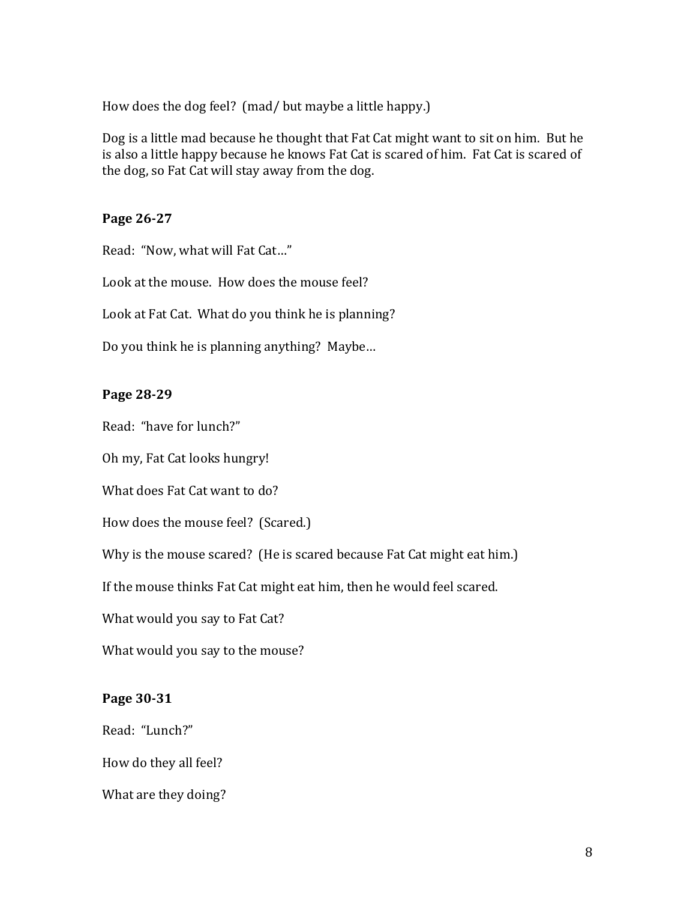How does the dog feel? (mad/ but maybe a little happy.)

Dog is a little mad because he thought that Fat Cat might want to sit on him. But he is also a little happy because he knows Fat Cat is scared of him. Fat Cat is scared of the dog, so Fat Cat will stay away from the dog.

**Page 26-27**

Read: "Now, what will Fat Cat…"

Look at the mouse. How does the mouse feel?

Look at Fat Cat. What do you think he is planning?

Do you think he is planning anything? Maybe…

**Page 28-29**

Read: "have for lunch?"

Oh my, Fat Cat looks hungry!

What does Fat Cat want to do?

How does the mouse feel? (Scared.)

Why is the mouse scared? (He is scared because Fat Cat might eat him.)

If the mouse thinks Fat Cat might eat him, then he would feel scared.

What would you say to Fat Cat?

What would you say to the mouse?

**Page 30-31**

Read: "Lunch?"

How do they all feel?

What are they doing?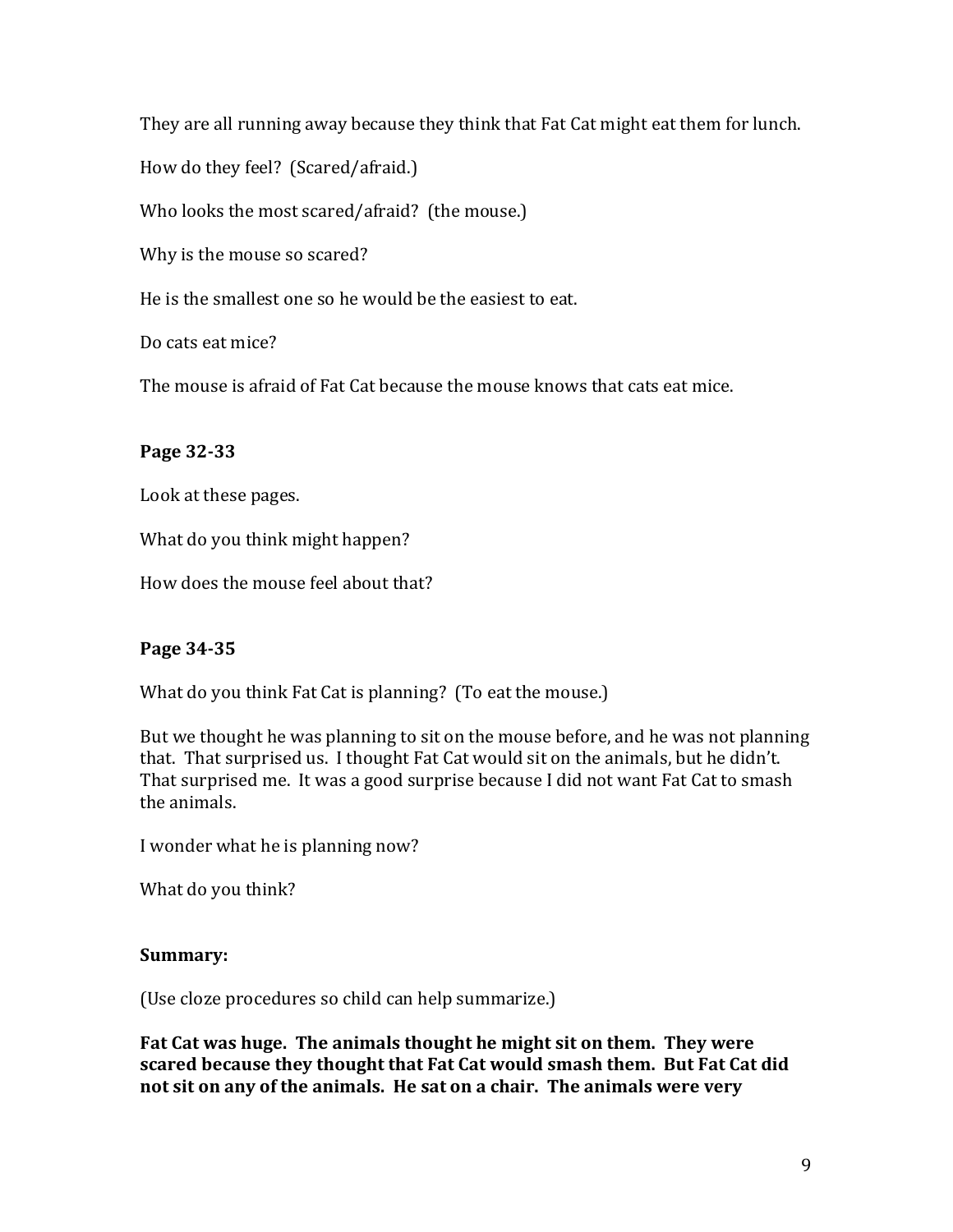They are all running away because they think that Fat Cat might eat them for lunch.

How do they feel? (Scared/afraid.)

Who looks the most scared/afraid? (the mouse.)

Why is the mouse so scared?

He is the smallest one so he would be the easiest to eat.

Do cats eat mice?

The mouse is afraid of Fat Cat because the mouse knows that cats eat mice.

**Page 32-33**

Look at these pages.

What do you think might happen?

How does the mouse feel about that?

**Page 34-35**

What do you think Fat Cat is planning? (To eat the mouse.)

But we thought he was planning to sit on the mouse before, and he was not planning that. That surprised us. I thought Fat Cat would sit on the animals, but he didn't. That surprised me. It was a good surprise because I did not want Fat Cat to smash the animals.

I wonder what he is planning now?

What do you think?

**Summary:**

(Use cloze procedures so child can help summarize.)

**Fat Cat was huge. The animals thought he might sit on them. They were scared because they thought that Fat Cat would smash them. But Fat Cat did not sit on any of the animals. He sat on a chair. The animals were very**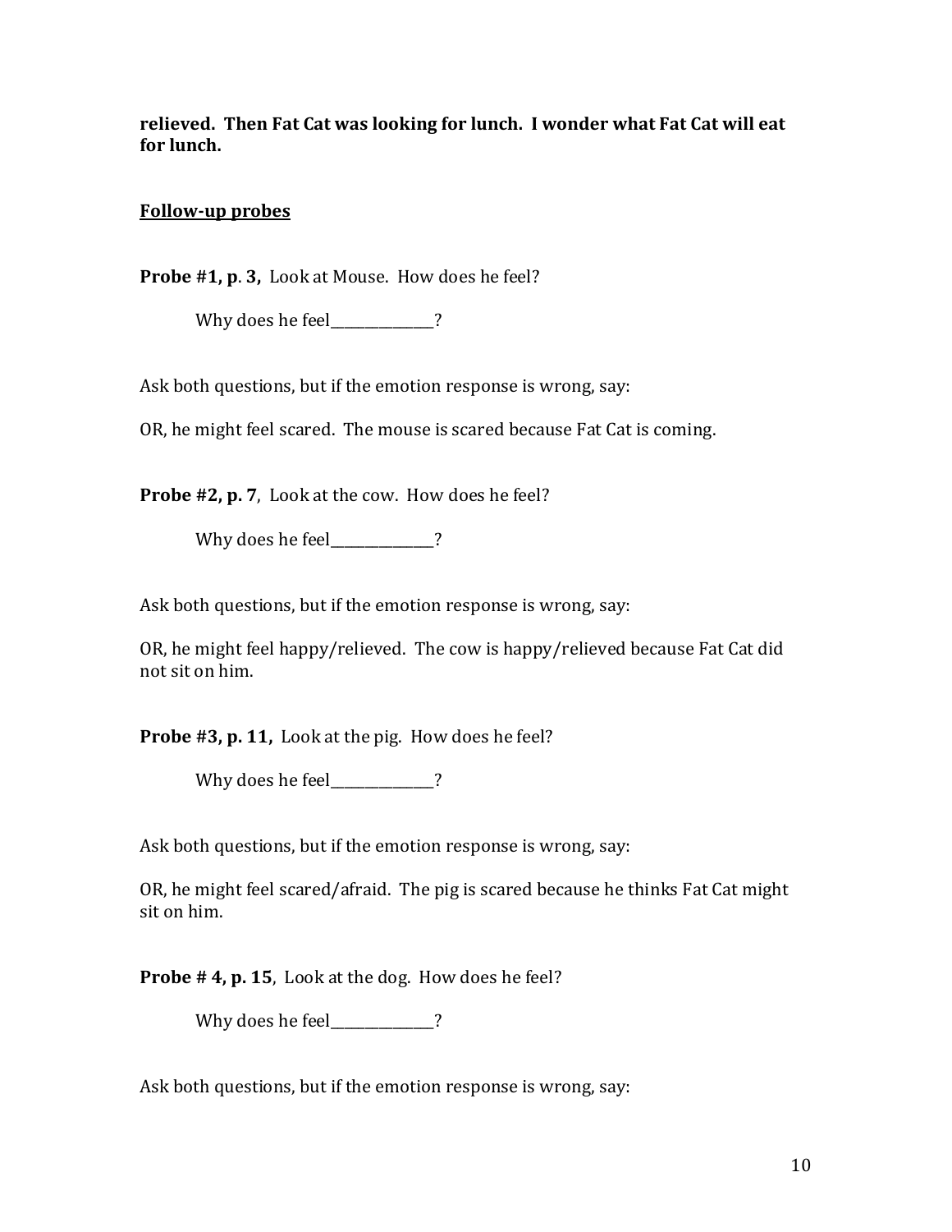**relieved. Then Fat Cat was looking for lunch. I wonder what Fat Cat will eat for lunch.**

**Follow-up probes**

**Probe #1, p. 3,** Look at Mouse. How does he feel?

Why does he feel_______________?

Ask both questions, but if the emotion response is wrong, say:

OR, he might feel scared. The mouse is scared because Fat Cat is coming.

**Probe #2, p. 7**, Look at the cow. How does he feel?

Why does he feel_______________?

Ask both questions, but if the emotion response is wrong, say:

OR, he might feel happy/relieved. The cow is happy/relieved because Fat Cat did not sit on him.

**Probe #3, p. 11,** Look at the pig. How does he feel?

Why does he feel_______________?

Ask both questions, but if the emotion response is wrong, say:

OR, he might feel scared/afraid. The pig is scared because he thinks Fat Cat might sit on him.

**Probe # 4, p. 15**, Look at the dog. How does he feel?

Why does he feel_______________?

Ask both questions, but if the emotion response is wrong, say: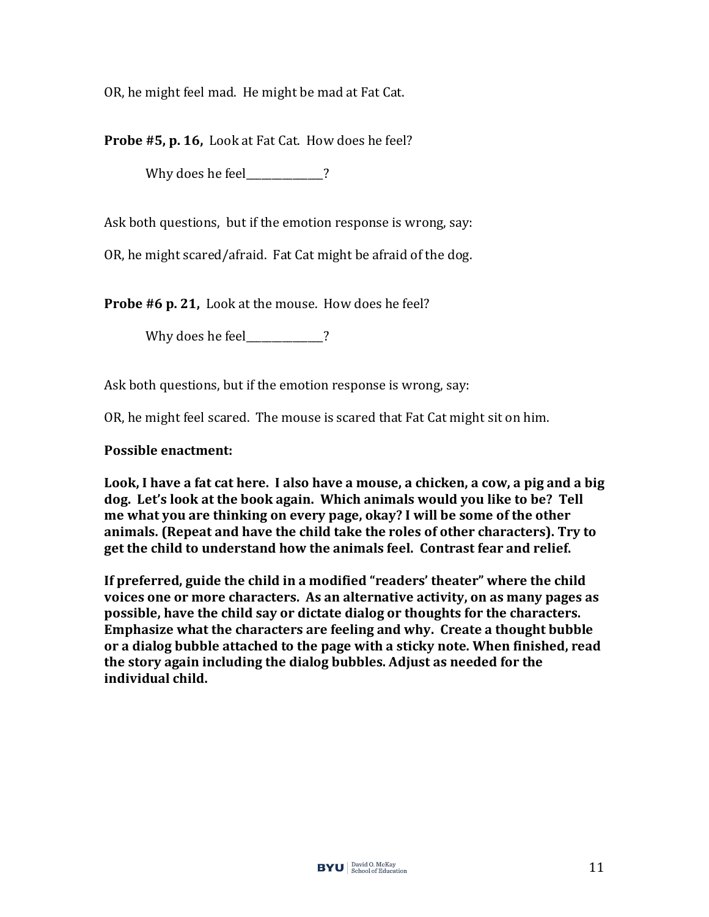OR, he might feel mad. He might be mad at Fat Cat.

**Probe #5, p. 16,** Look at Fat Cat. How does he feel?

Why does he feel_______________?

Ask both questions, but if the emotion response is wrong, say:

OR, he might scared/afraid. Fat Cat might be afraid of the dog.

**Probe #6 p. 21,** Look at the mouse. How does he feel?

Why does he feel_______________?

Ask both questions, but if the emotion response is wrong, say:

OR, he might feel scared. The mouse is scared that Fat Cat might sit on him.

**Possible enactment:**

**Look, I have a fat cat here. I also have a mouse, a chicken, a cow, a pig and a big dog. Let's look at the book again. Which animals would you like to be? Tell me what you are thinking on every page, okay? I will be some of the other animals. (Repeat and have the child take the roles of other characters). Try to get the child to understand how the animals feel. Contrast fear and relief.**

**If preferred, guide the child in a modified "readers' theater" where the child voices one or more characters. As an alternative activity, on as many pages as possible, have the child say or dictate dialog or thoughts for the characters. Emphasize what the characters are feeling and why. Create a thought bubble or a dialog bubble attached to the page with a sticky note. When finished, read the story again including the dialog bubbles. Adjust as needed for the individual child.**